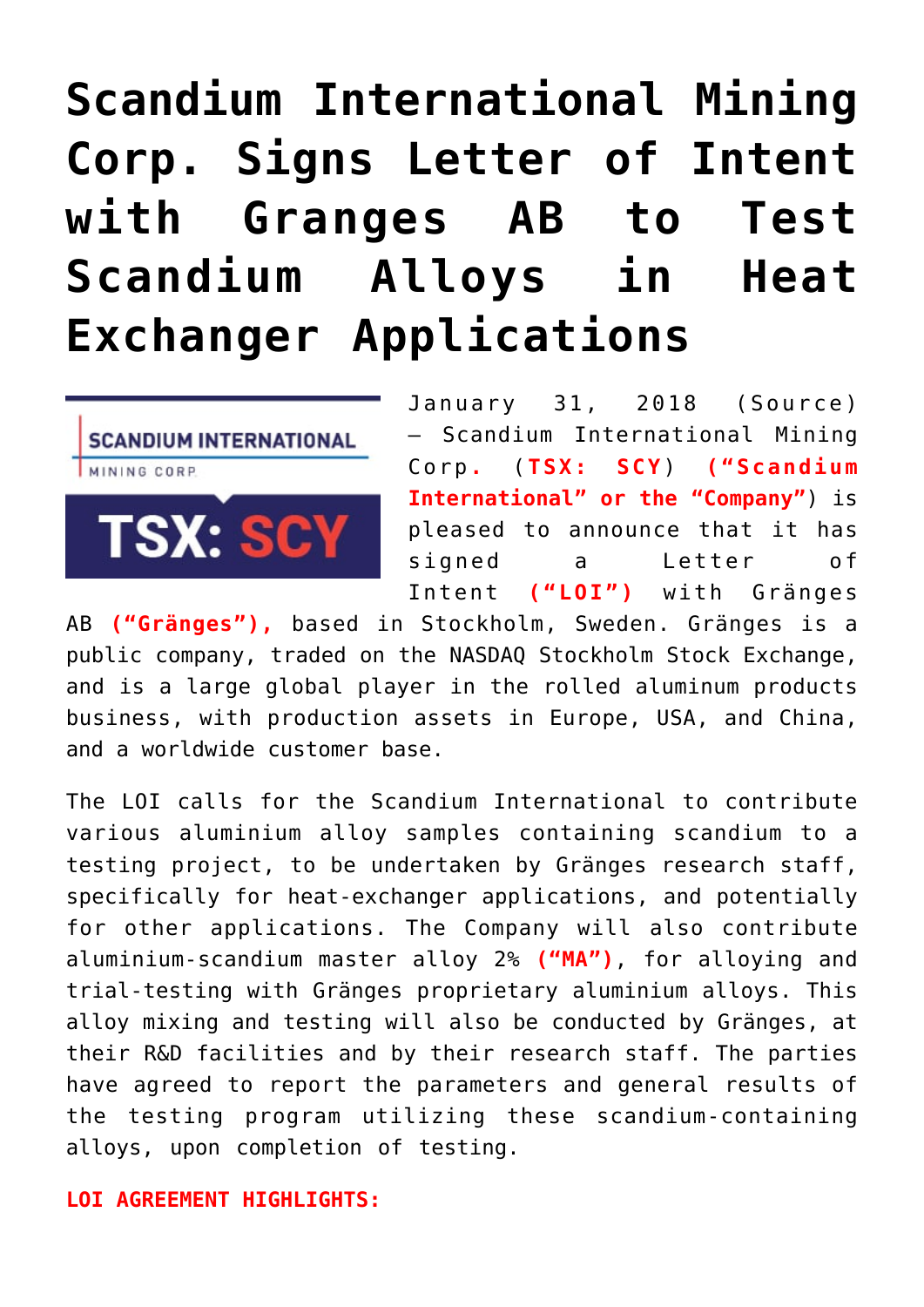# Scandium International Mining Corp. Signs Letter of Intent with Granges AB to Test Scandium Alloys in Heat Exchanger Applications

January 31, 2018 (Source) – Scandium International Mining Corp. (**TSX: SCY**) (**"Scandium International" or the "Company"**) is pleased to announce that it has signed a Letter of Intent (**"LOI"**) with Gränges AB (**"Gränges"),** based in Stockholm, Sweden. Gränges is a public company, traded on the NASDAQ Stockholm Stock Exchange, and is a large global player in the rolled aluminum products business, with production assets in Europe, USA, and China, and a worldwide customer base.

The LOI calls for the Scandium International to contribute various aluminium alloy samples containing scandium to a testing project, to be undertaken by Gränges research staff, specifically for heat-exchanger applications, and potentially for other applications. The Company will also contribute aluminium-scandium master alloy 2% (**"MA"**), for alloying and trial-testing with Gränges proprietary aluminium alloys. This alloy mixing and testing will also be conducted by Gränges, at their R&D facilities and by their research staff. The parties have agreed to report the parameters and general results of the testing program utilizing these scandium-containing alloys, upon completion of testing.

**LOI AGREEMENT HIGHLIGHTS:**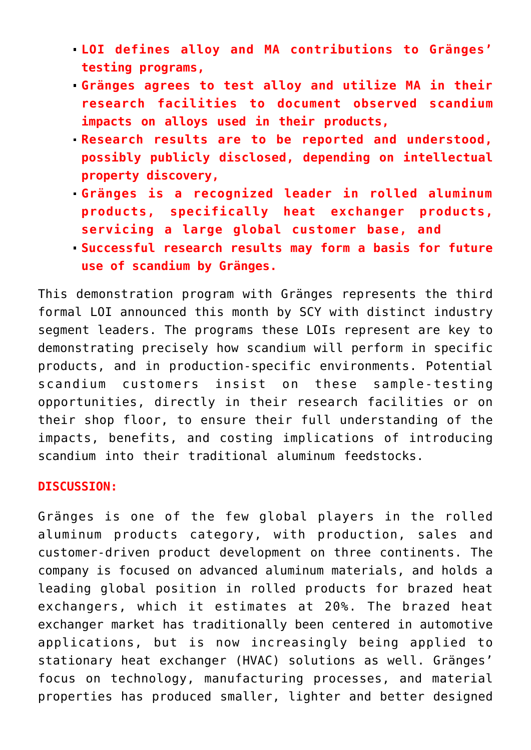- **LOI defines alloy and MA contributions to Gränges' testing programs,**
- **Gränges agrees to test alloy and utilize MA in their research facilities to document observed scandium impacts on alloys used in their products,**
- **Research results are to be reported and understood, possibly publicly disclosed, depending on intellectual property discovery,**
- **Gränges is a recognized leader in rolled aluminum products, specifically heat exchanger products, servicing a large global customer base, and**
- **Successful research results may form a basis for future use of scandium by Gränges.**

This demonstration program with Gränges represents the third formal LOI announced this month by SCY with distinct industry segment leaders. The programs these LOIs represent are key to demonstrating precisely how scandium will perform in specific products, and in production-specific environments. Potential scandium customers insist on these sample-testing opportunities, directly in their research facilities or on their shop floor, to ensure their full understanding of the impacts, benefits, and costing implications of introducing scandium into their traditional aluminum feedstocks.

**DISCUSSION:**

Gränges is one of the few global players in the rolled aluminum products category, with production, sales and customer-driven product development on three continents. The company is focused on advanced aluminum materials, and holds a leading global position in rolled products for brazed heat exchangers, which it estimates at 20%. The brazed heat exchanger market has traditionally been centered in automotive applications, but is now increasingly being applied to stationary heat exchanger (HVAC) solutions as well. Gränges' focus on technology, manufacturing processes, and material properties has produced smaller, lighter and better designed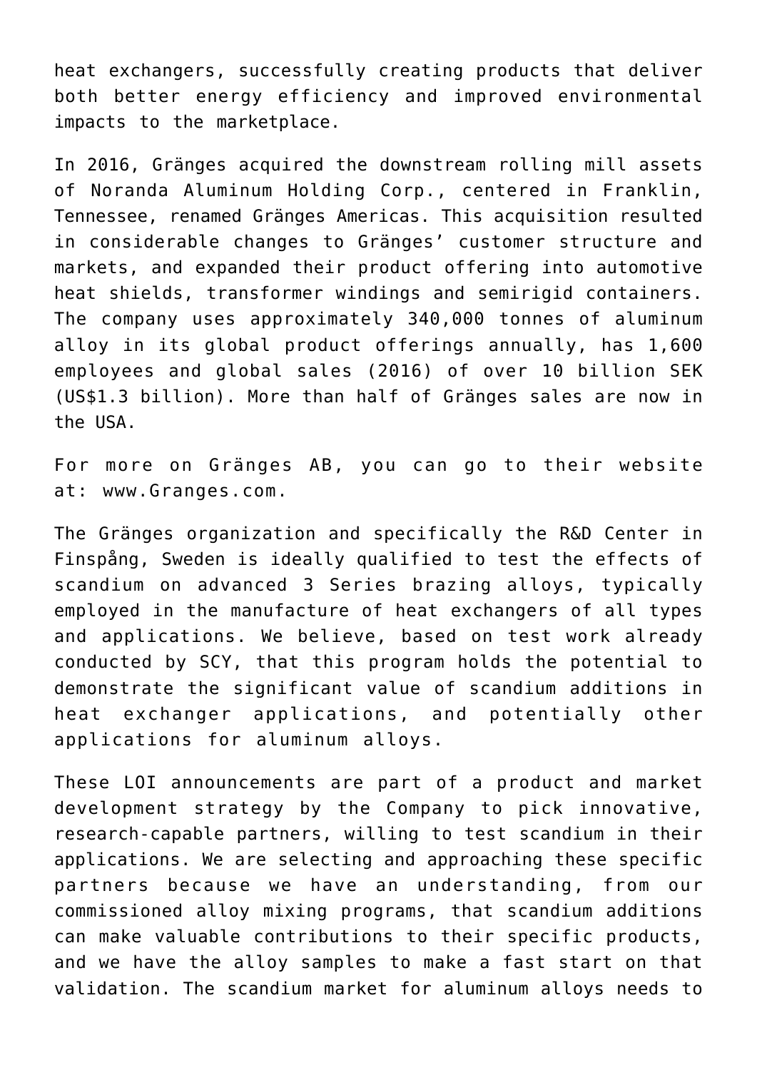heat exchangers, successfully creating products that deliver both better energy efficiency and improved environmental impacts to the marketplace.

In 2016, Gränges acquired the downstream rolling mill assets of Noranda Aluminum Holding Corp., centered in Franklin, Tennessee, renamed Gränges Americas. This acquisition resulted in considerable changes to Gränges' customer structure and markets, and expanded their product offering into automotive heat shields, transformer windings and semirigid containers. The company uses approximately 340,000 tonnes of aluminum alloy in its global product offerings annually, has 1,600 employees and global sales (2016) of over 10 billion SEK (US$1.3 billion). More than half of Gränges sales are now in the USA.

For more on Gränges AB, you can go to their website at: www.Granges.com.

The Gränges organization and specifically the R&D Center in Finspång, Sweden is ideally qualified to test the effects of scandium on advanced 3 Series brazing alloys, typically employed in the manufacture of heat exchangers of all types and applications. We believe, based on test work already conducted by SCY, that this program holds the potential to demonstrate the significant value of scandium additions in heat exchanger applications, and potentially other applications for aluminum alloys.

These LOI announcements are part of a product and market development strategy by the Company to pick innovative, research-capable partners, willing to test scandium in their applications. We are selecting and approaching these specific partners because we have an understanding, from our commissioned alloy mixing programs, that scandium additions can make valuable contributions to their specific products, and we have the alloy samples to make a fast start on that validation. The scandium market for aluminum alloys needs to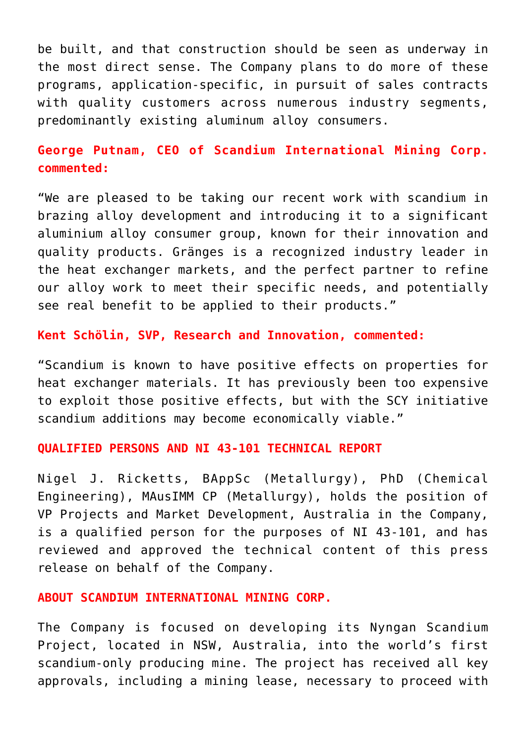be built, and that construction should be seen as underway in the most direct sense. The Company plans to do more of these programs, application-specific, in pursuit of sales contracts with quality customers across numerous industry segments, predominantly existing aluminum alloy consumers.

**George Putnam, CEO of Scandium International Mining Corp. commented:**

"We are pleased to be taking our recent work with scandium in brazing alloy development and introducing it to a significant aluminium alloy consumer group, known for their innovation and quality products. Gränges is a recognized industry leader in the heat exchanger markets, and the perfect partner to refine our alloy work to meet their specific needs, and potentially see real benefit to be applied to their products."

**Kent Schölin, SVP, Research and Innovation, commented:**

"Scandium is known to have positive effects on properties for heat exchanger materials. It has previously been too expensive to exploit those positive effects, but with the SCY initiative scandium additions may become economically viable."

**QUALIFIED PERSONS AND NI 43-101 TECHNICAL REPORT**

Nigel J. Ricketts, BAppSc (Metallurgy), PhD (Chemical Engineering), MAusIMM CP (Metallurgy), holds the position of VP Projects and Market Development, Australia in the Company, is a qualified person for the purposes of NI 43-101, and has reviewed and approved the technical content of this press release on behalf of the Company.

**ABOUT SCANDIUM INTERNATIONAL MINING CORP.**

The Company is focused on developing its Nyngan Scandium Project, located in NSW, Australia, into the world's first scandium-only producing mine. The project has received all key approvals, including a mining lease, necessary to proceed with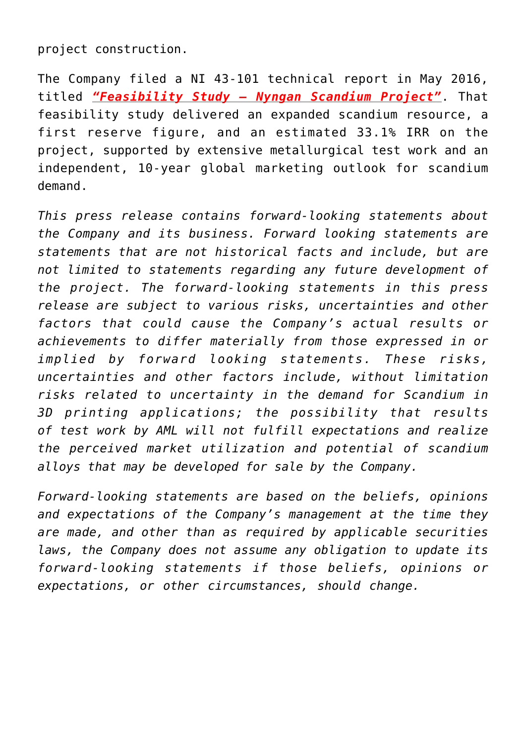project construction.

The Company filed a NI 43-101 technical report in May 2016, titled ***"Feasibility Study – Nyngan Scandium Project"***. That feasibility study delivered an expanded scandium resource, a first reserve figure, and an estimated 33.1% IRR on the project, supported by extensive metallurgical test work and an independent, 10-year global marketing outlook for scandium demand.

*This press release contains forward-looking statements about the Company and its business. Forward looking statements are statements that are not historical facts and include, but are not limited to statements regarding any future development of the project. The forward-looking statements in this press release are subject to various risks, uncertainties and other factors that could cause the Company's actual results or achievements to differ materially from those expressed in or implied by forward looking statements. These risks, uncertainties and other factors include, without limitation risks related to uncertainty in the demand for Scandium in 3D printing applications; the possibility that results of test work by AML will not fulfill expectations and realize the perceived market utilization and potential of scandium alloys that may be developed for sale by the Company.*

*Forward-looking statements are based on the beliefs, opinions and expectations of the Company's management at the time they are made, and other than as required by applicable securities laws, the Company does not assume any obligation to update its forward-looking statements if those beliefs, opinions or expectations, or other circumstances, should change.*